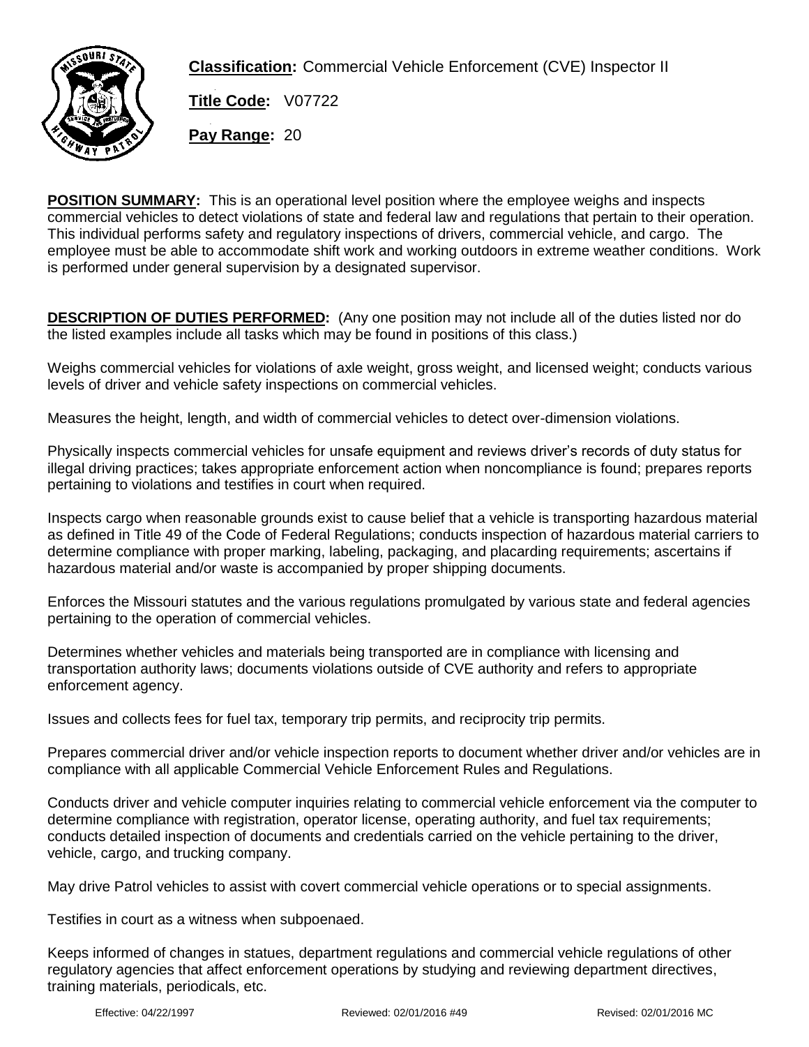**Classification:** Commercial Vehicle Enforcement (CVE) Inspector II

**Title Code:** V07722

**Pay Range:** 20

**POSITION SUMMARY:** This is an operational level position where the employee weighs and inspects commercial vehicles to detect violations of state and federal law and regulations that pertain to their operation. This individual performs safety and regulatory inspections of drivers, commercial vehicle, and cargo. The employee must be able to accommodate shift work and working outdoors in extreme weather conditions. Work is performed under general supervision by a designated supervisor.

**DESCRIPTION OF DUTIES PERFORMED:** (Any one position may not include all of the duties listed nor do the listed examples include all tasks which may be found in positions of this class.)

Weighs commercial vehicles for violations of axle weight, gross weight, and licensed weight; conducts various levels of driver and vehicle safety inspections on commercial vehicles.

Measures the height, length, and width of commercial vehicles to detect over-dimension violations.

Physically inspects commercial vehicles for unsafe equipment and reviews driver's records of duty status for illegal driving practices; takes appropriate enforcement action when noncompliance is found; prepares reports pertaining to violations and testifies in court when required.

Inspects cargo when reasonable grounds exist to cause belief that a vehicle is transporting hazardous material as defined in Title 49 of the Code of Federal Regulations; conducts inspection of hazardous material carriers to determine compliance with proper marking, labeling, packaging, and placarding requirements; ascertains if hazardous material and/or waste is accompanied by proper shipping documents.

Enforces the Missouri statutes and the various regulations promulgated by various state and federal agencies pertaining to the operation of commercial vehicles.

Determines whether vehicles and materials being transported are in compliance with licensing and transportation authority laws; documents violations outside of CVE authority and refers to appropriate enforcement agency.

Issues and collects fees for fuel tax, temporary trip permits, and reciprocity trip permits.

Prepares commercial driver and/or vehicle inspection reports to document whether driver and/or vehicles are in compliance with all applicable Commercial Vehicle Enforcement Rules and Regulations.

Conducts driver and vehicle computer inquiries relating to commercial vehicle enforcement via the computer to determine compliance with registration, operator license, operating authority, and fuel tax requirements; conducts detailed inspection of documents and credentials carried on the vehicle pertaining to the driver, vehicle, cargo, and trucking company.

May drive Patrol vehicles to assist with covert commercial vehicle operations or to special assignments.

Testifies in court as a witness when subpoenaed.

Keeps informed of changes in statues, department regulations and commercial vehicle regulations of other regulatory agencies that affect enforcement operations by studying and reviewing department directives, training materials, periodicals, etc.

Effective: 04/22/1997 Reviewed: 02/01/2016 #49 Revised: 02/01/2016 MC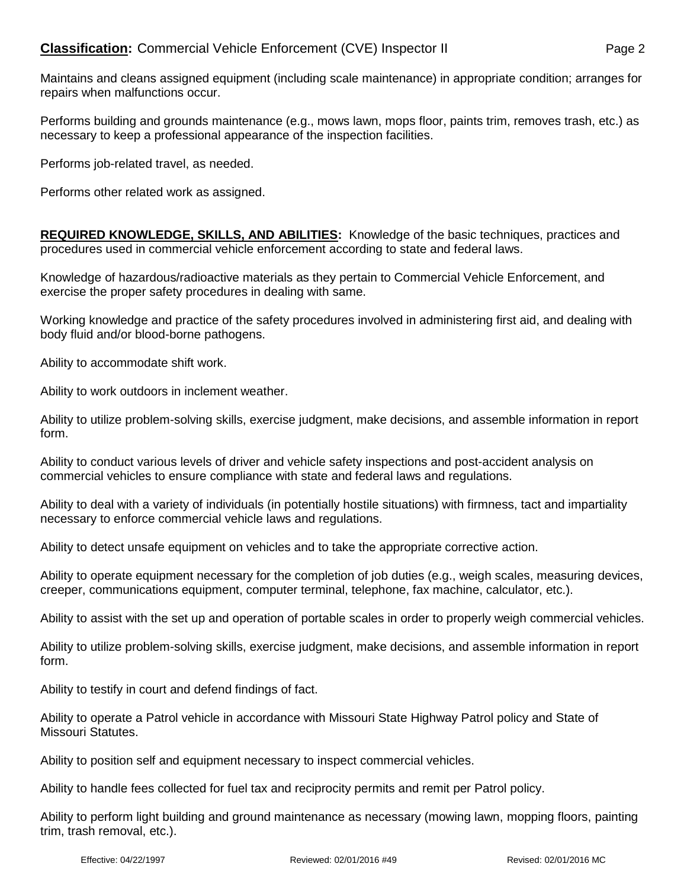Maintains and cleans assigned equipment (including scale maintenance) in appropriate condition; arranges for repairs when malfunctions occur.

Performs building and grounds maintenance (e.g., mows lawn, mops floor, paints trim, removes trash, etc.) as necessary to keep a professional appearance of the inspection facilities.

Performs job-related travel, as needed.

Performs other related work as assigned.

**REQUIRED KNOWLEDGE, SKILLS, AND ABILITIES:** Knowledge of the basic techniques, practices and procedures used in commercial vehicle enforcement according to state and federal laws.

Knowledge of hazardous/radioactive materials as they pertain to Commercial Vehicle Enforcement, and exercise the proper safety procedures in dealing with same.

Working knowledge and practice of the safety procedures involved in administering first aid, and dealing with body fluid and/or blood-borne pathogens.

Ability to accommodate shift work.

Ability to work outdoors in inclement weather.

Ability to utilize problem-solving skills, exercise judgment, make decisions, and assemble information in report form.

Ability to conduct various levels of driver and vehicle safety inspections and post-accident analysis on commercial vehicles to ensure compliance with state and federal laws and regulations.

Ability to deal with a variety of individuals (in potentially hostile situations) with firmness, tact and impartiality necessary to enforce commercial vehicle laws and regulations.

Ability to detect unsafe equipment on vehicles and to take the appropriate corrective action.

Ability to operate equipment necessary for the completion of job duties (e.g., weigh scales, measuring devices, creeper, communications equipment, computer terminal, telephone, fax machine, calculator, etc.).

Ability to assist with the set up and operation of portable scales in order to properly weigh commercial vehicles.

Ability to utilize problem-solving skills, exercise judgment, make decisions, and assemble information in report form.

Ability to testify in court and defend findings of fact.

Ability to operate a Patrol vehicle in accordance with Missouri State Highway Patrol policy and State of Missouri Statutes.

Ability to position self and equipment necessary to inspect commercial vehicles.

Ability to handle fees collected for fuel tax and reciprocity permits and remit per Patrol policy.

Ability to perform light building and ground maintenance as necessary (mowing lawn, mopping floors, painting trim, trash removal, etc.).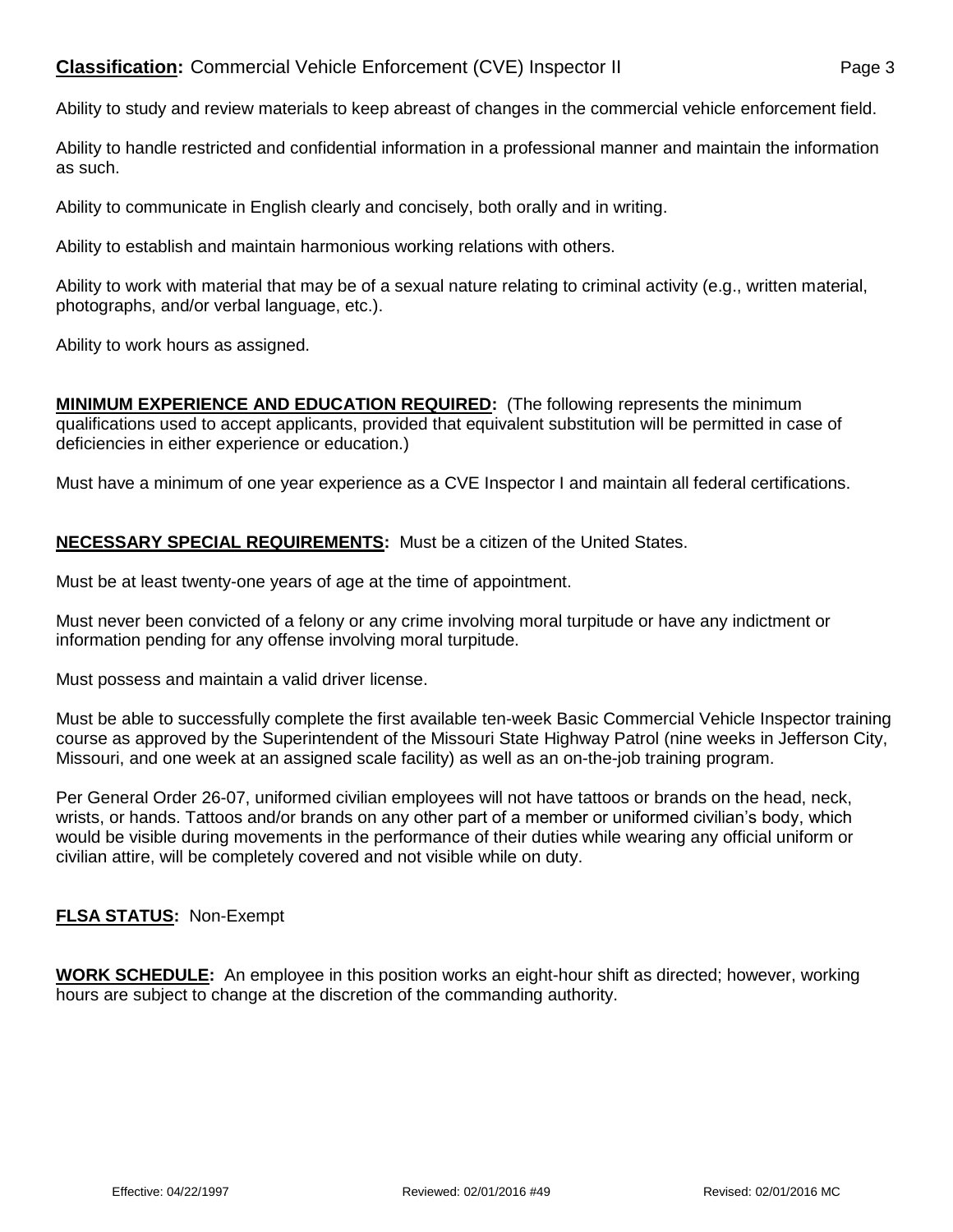Ability to study and review materials to keep abreast of changes in the commercial vehicle enforcement field.

Ability to handle restricted and confidential information in a professional manner and maintain the information as such.

Ability to communicate in English clearly and concisely, both orally and in writing.

Ability to establish and maintain harmonious working relations with others.

Ability to work with material that may be of a sexual nature relating to criminal activity (e.g., written material, photographs, and/or verbal language, etc.).

Ability to work hours as assigned.

**MINIMUM EXPERIENCE AND EDUCATION REQUIRED:** (The following represents the minimum qualifications used to accept applicants, provided that equivalent substitution will be permitted in case of deficiencies in either experience or education.)

Must have a minimum of one year experience as a CVE Inspector I and maintain all federal certifications.

**NECESSARY SPECIAL REQUIREMENTS:** Must be a citizen of the United States.

Must be at least twenty-one years of age at the time of appointment.

Must never been convicted of a felony or any crime involving moral turpitude or have any indictment or information pending for any offense involving moral turpitude.

Must possess and maintain a valid driver license.

Must be able to successfully complete the first available ten-week Basic Commercial Vehicle Inspector training course as approved by the Superintendent of the Missouri State Highway Patrol (nine weeks in Jefferson City, Missouri, and one week at an assigned scale facility) as well as an on-the-job training program.

Per General Order 26-07, uniformed civilian employees will not have tattoos or brands on the head, neck, wrists, or hands. Tattoos and/or brands on any other part of a member or uniformed civilian's body, which would be visible during movements in the performance of their duties while wearing any official uniform or civilian attire, will be completely covered and not visible while on duty.

**FLSA STATUS:** Non-Exempt

**WORK SCHEDULE:** An employee in this position works an eight-hour shift as directed; however, working hours are subject to change at the discretion of the commanding authority.

Effective: 04/22/1997 Reviewed: 02/01/2016 #49 Revised: 02/01/2016 MC